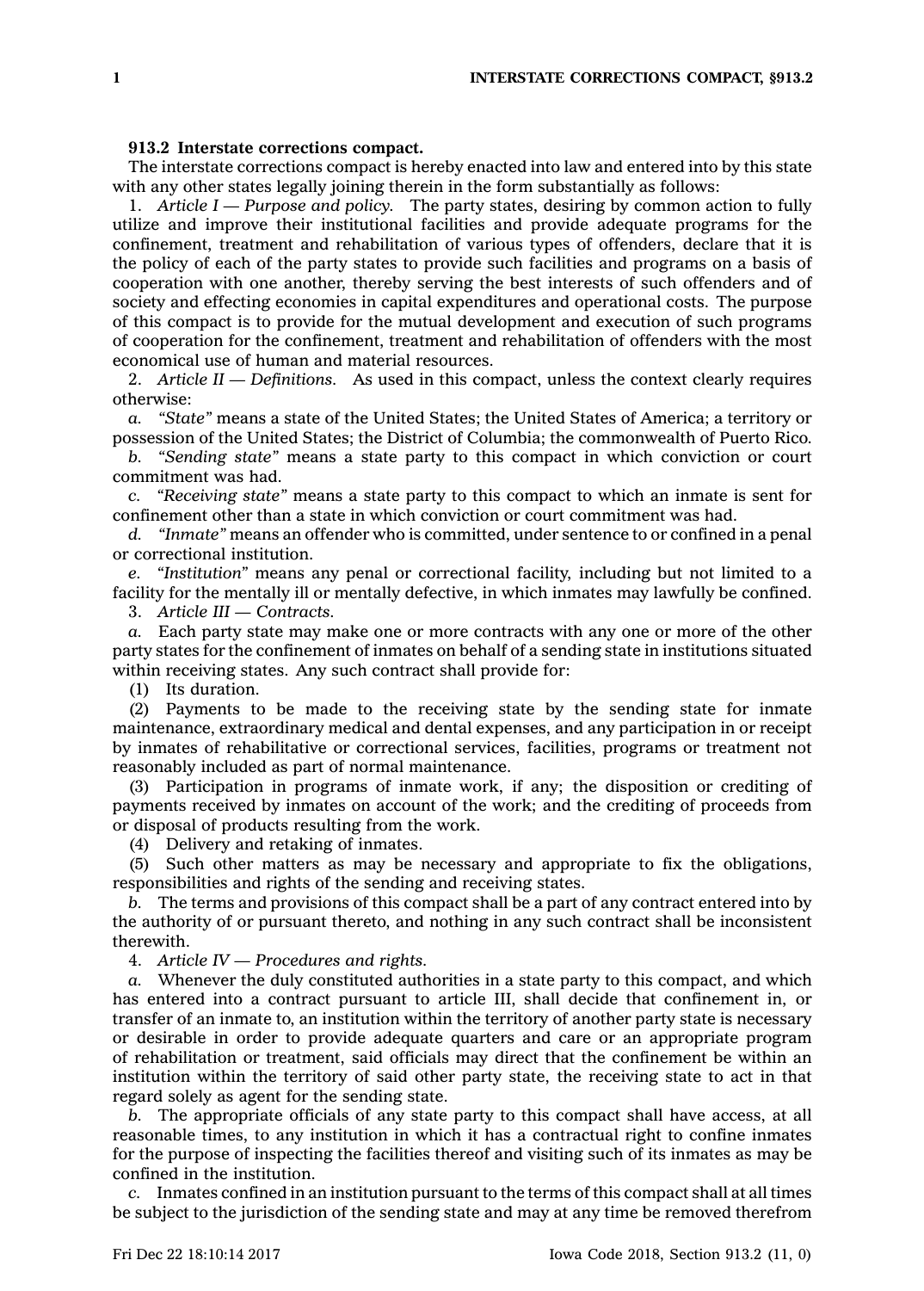**913.2 Interstate corrections compact.**

The interstate corrections compact is hereby enacted into law and entered into by this state with any other states legally joining therein in the form substantially as follows:

1. *Article I — Purpose and policy.* The party states, desiring by common action to fully utilize and improve their institutional facilities and provide adequate programs for the confinement, treatment and rehabilitation of various types of offenders, declare that it is the policy of each of the party states to provide such facilities and programs on a basis of cooperation with one another, thereby serving the best interests of such offenders and of society and effecting economies in capital expenditures and operational costs. The purpose of this compact is to provide for the mutual development and execution of such programs of cooperation for the confinement, treatment and rehabilitation of offenders with the most economical use of human and material resources.

2. *Article II — Definitions.* As used in this compact, unless the context clearly requires otherwise:

*a.* *"State"* means a state of the United States; the United States of America; a territory or possession of the United States; the District of Columbia; the commonwealth of Puerto Rico.

*b.* *"Sending state"* means a state party to this compact in which conviction or court commitment was had.

*c.* *"Receiving state"* means a state party to this compact to which an inmate is sent for confinement other than a state in which conviction or court commitment was had.

*d.* *"Inmate"* means an offender who is committed, under sentence to or confined in a penal or correctional institution.

*e.* *"Institution"* means any penal or correctional facility, including but not limited to a facility for the mentally ill or mentally defective, in which inmates may lawfully be confined.

3. *Article III — Contracts.*

*a.* Each party state may make one or more contracts with any one or more of the other party states for the confinement of inmates on behalf of a sending state in institutions situated within receiving states. Any such contract shall provide for:

(1) Its duration.

(2) Payments to be made to the receiving state by the sending state for inmate maintenance, extraordinary medical and dental expenses, and any participation in or receipt by inmates of rehabilitative or correctional services, facilities, programs or treatment not reasonably included as part of normal maintenance.

(3) Participation in programs of inmate work, if any; the disposition or crediting of payments received by inmates on account of the work; and the crediting of proceeds from or disposal of products resulting from the work.

(4) Delivery and retaking of inmates.

(5) Such other matters as may be necessary and appropriate to fix the obligations, responsibilities and rights of the sending and receiving states.

*b.* The terms and provisions of this compact shall be a part of any contract entered into by the authority of or pursuant thereto, and nothing in any such contract shall be inconsistent therewith.

4. *Article IV — Procedures and rights.*

*a.* Whenever the duly constituted authorities in a state party to this compact, and which has entered into a contract pursuant to article III, shall decide that confinement in, or transfer of an inmate to, an institution within the territory of another party state is necessary or desirable in order to provide adequate quarters and care or an appropriate program of rehabilitation or treatment, said officials may direct that the confinement be within an institution within the territory of said other party state, the receiving state to act in that regard solely as agent for the sending state.

*b.* The appropriate officials of any state party to this compact shall have access, at all reasonable times, to any institution in which it has a contractual right to confine inmates for the purpose of inspecting the facilities thereof and visiting such of its inmates as may be confined in the institution.

*c.* Inmates confined in an institution pursuant to the terms of this compact shall at all times be subject to the jurisdiction of the sending state and may at any time be removed therefrom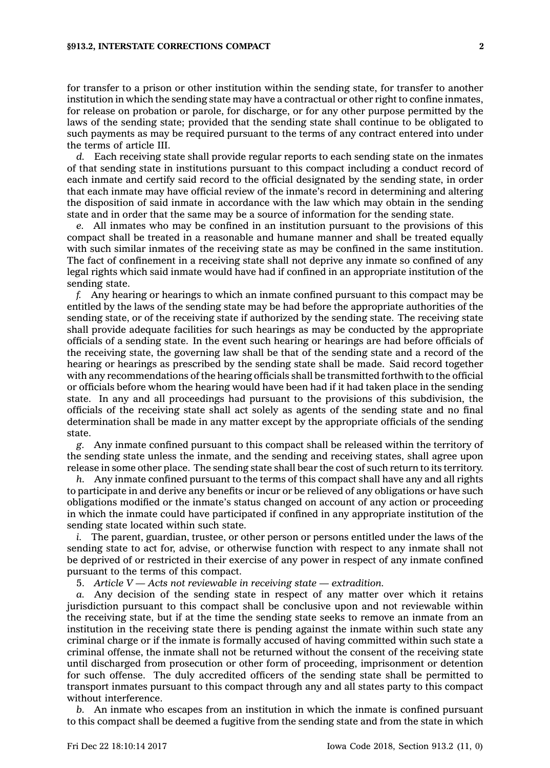for transfer to a prison or other institution within the sending state, for transfer to another institution in which the sending state may have a contractual or other right to confine inmates, for release on probation or parole, for discharge, or for any other purpose permitted by the laws of the sending state; provided that the sending state shall continue to be obligated to such payments as may be required pursuant to the terms of any contract entered into under the terms of article III.

*d.* Each receiving state shall provide regular reports to each sending state on the inmates of that sending state in institutions pursuant to this compact including a conduct record of each inmate and certify said record to the official designated by the sending state, in order that each inmate may have official review of the inmate's record in determining and altering the disposition of said inmate in accordance with the law which may obtain in the sending state and in order that the same may be a source of information for the sending state.

*e.* All inmates who may be confined in an institution pursuant to the provisions of this compact shall be treated in a reasonable and humane manner and shall be treated equally with such similar inmates of the receiving state as may be confined in the same institution. The fact of confinement in a receiving state shall not deprive any inmate so confined of any legal rights which said inmate would have had if confined in an appropriate institution of the sending state.

*f.* Any hearing or hearings to which an inmate confined pursuant to this compact may be entitled by the laws of the sending state may be had before the appropriate authorities of the sending state, or of the receiving state if authorized by the sending state. The receiving state shall provide adequate facilities for such hearings as may be conducted by the appropriate officials of a sending state. In the event such hearing or hearings are had before officials of the receiving state, the governing law shall be that of the sending state and a record of the hearing or hearings as prescribed by the sending state shall be made. Said record together with any recommendations of the hearing officials shall be transmitted forthwith to the official or officials before whom the hearing would have been had if it had taken place in the sending state. In any and all proceedings had pursuant to the provisions of this subdivision, the officials of the receiving state shall act solely as agents of the sending state and no final determination shall be made in any matter except by the appropriate officials of the sending state.

*g.* Any inmate confined pursuant to this compact shall be released within the territory of the sending state unless the inmate, and the sending and receiving states, shall agree upon release in some other place. The sending state shall bear the cost of such return to its territory.

*h.* Any inmate confined pursuant to the terms of this compact shall have any and all rights to participate in and derive any benefits or incur or be relieved of any obligations or have such obligations modified or the inmate's status changed on account of any action or proceeding in which the inmate could have participated if confined in any appropriate institution of the sending state located within such state.

*i.* The parent, guardian, trustee, or other person or persons entitled under the laws of the sending state to act for, advise, or otherwise function with respect to any inmate shall not be deprived of or restricted in their exercise of any power in respect of any inmate confined pursuant to the terms of this compact.

5. *Article V — Acts not reviewable in receiving state — extradition.*

*a.* Any decision of the sending state in respect of any matter over which it retains jurisdiction pursuant to this compact shall be conclusive upon and not reviewable within the receiving state, but if at the time the sending state seeks to remove an inmate from an institution in the receiving state there is pending against the inmate within such state any criminal charge or if the inmate is formally accused of having committed within such state a criminal offense, the inmate shall not be returned without the consent of the receiving state until discharged from prosecution or other form of proceeding, imprisonment or detention for such offense. The duly accredited officers of the sending state shall be permitted to transport inmates pursuant to this compact through any and all states party to this compact without interference.

*b.* An inmate who escapes from an institution in which the inmate is confined pursuant to this compact shall be deemed a fugitive from the sending state and from the state in which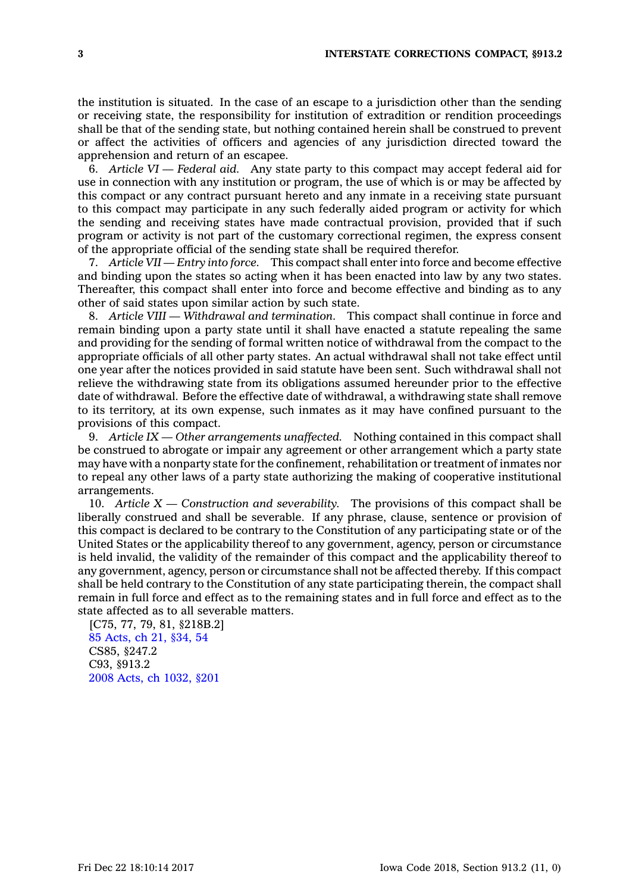the institution is situated. In the case of an escape to a jurisdiction other than the sending or receiving state, the responsibility for institution of extradition or rendition proceedings shall be that of the sending state, but nothing contained herein shall be construed to prevent or affect the activities of officers and agencies of any jurisdiction directed toward the apprehension and return of an escapee.

6. *Article VI — Federal aid.* Any state party to this compact may accept federal aid for use in connection with any institution or program, the use of which is or may be affected by this compact or any contract pursuant hereto and any inmate in a receiving state pursuant to this compact may participate in any such federally aided program or activity for which the sending and receiving states have made contractual provision, provided that if such program or activity is not part of the customary correctional regimen, the express consent of the appropriate official of the sending state shall be required therefor.

7. *Article VII — Entry into force.* This compact shall enter into force and become effective and binding upon the states so acting when it has been enacted into law by any two states. Thereafter, this compact shall enter into force and become effective and binding as to any other of said states upon similar action by such state.

8. *Article VIII — Withdrawal and termination.* This compact shall continue in force and remain binding upon a party state until it shall have enacted a statute repealing the same and providing for the sending of formal written notice of withdrawal from the compact to the appropriate officials of all other party states. An actual withdrawal shall not take effect until one year after the notices provided in said statute have been sent. Such withdrawal shall not relieve the withdrawing state from its obligations assumed hereunder prior to the effective date of withdrawal. Before the effective date of withdrawal, a withdrawing state shall remove to its territory, at its own expense, such inmates as it may have confined pursuant to the provisions of this compact.

9. *Article IX — Other arrangements unaffected.* Nothing contained in this compact shall be construed to abrogate or impair any agreement or other arrangement which a party state may have with a nonparty state for the confinement, rehabilitation or treatment of inmates nor to repeal any other laws of a party state authorizing the making of cooperative institutional arrangements.

10. *Article X — Construction and severability.* The provisions of this compact shall be liberally construed and shall be severable. If any phrase, clause, sentence or provision of this compact is declared to be contrary to the Constitution of any participating state or of the United States or the applicability thereof to any government, agency, person or circumstance is held invalid, the validity of the remainder of this compact and the applicability thereof to any government, agency, person or circumstance shall not be affected thereby. If this compact shall be held contrary to the Constitution of any state participating therein, the compact shall remain in full force and effect as to the remaining states and in full force and effect as to the state affected as to all severable matters.

[C75, 77, 79, 81, §218B.2]
85 Acts, ch 21, §34, 54
CS85, §247.2
C93, §913.2
2008 Acts, ch 1032, §201